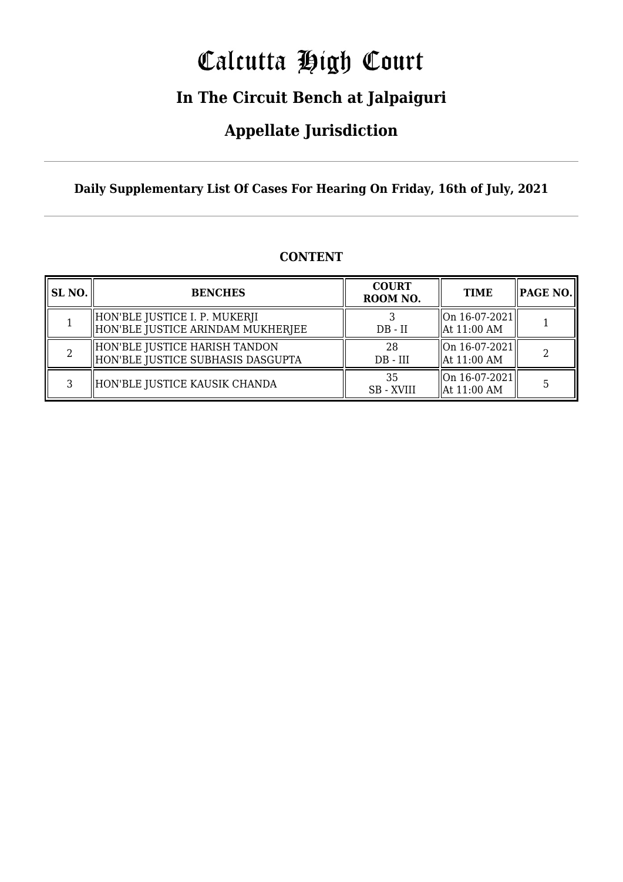# Calcutta High Court

## In The Circuit Bench at Jalpaiguri

## Appellate Jurisdiction

**Daily Supplementary List Of Cases For Hearing On Friday, 16th of July, 2021**

**CONTENT**

| SL NO. | BENCHES | COURT ROOM NO. | TIME | PAGE NO. |
|---|---|---|---|---|
| 1 | HON'BLE JUSTICE I. P. MUKERJI<br>HON'BLE JUSTICE ARINDAM MUKHERJEE | 3<br>DB - II | On 16-07-2021<br>At 11:00 AM | 1 |
| 2 | HON'BLE JUSTICE HARISH TANDON<br>HON'BLE JUSTICE SUBHASIS DASGUPTA | 28<br>DB - III | On 16-07-2021<br>At 11:00 AM | 2 |
| 3 | HON'BLE JUSTICE KAUSIK CHANDA | 35<br>SB - XVIII | On 16-07-2021<br>At 11:00 AM | 5 |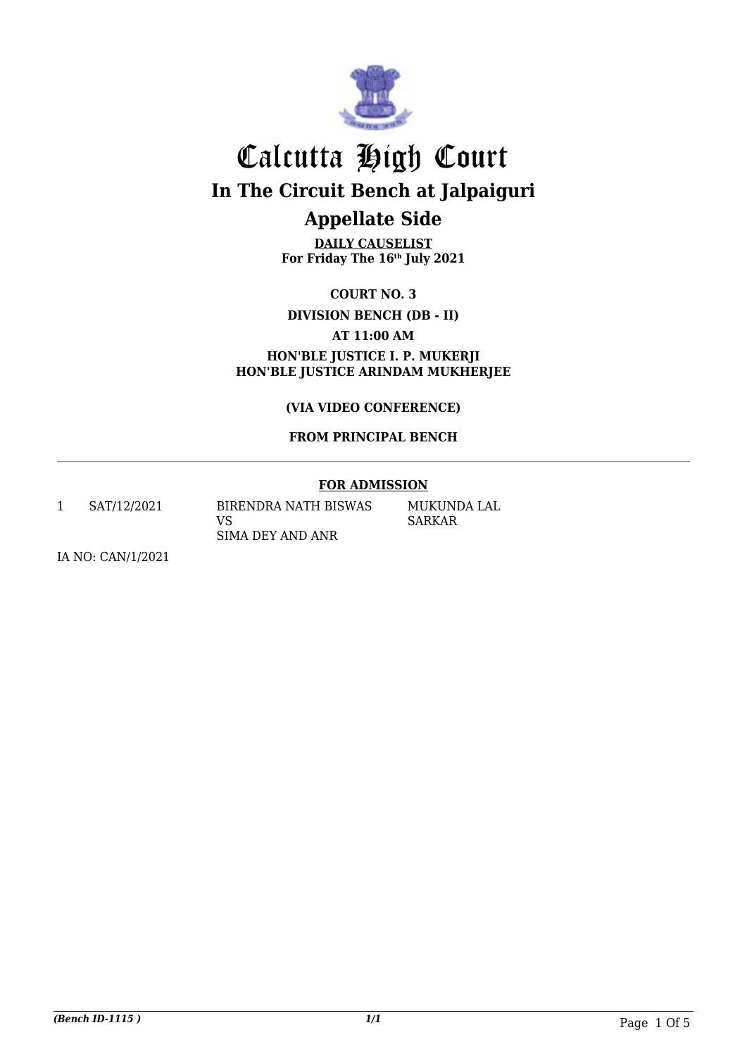# Calcutta High Court

## In The Circuit Bench at Jalpaiguri

## Appellate Side

**DAILY CAUSELIST**
**For Friday The 16th July 2021**

**COURT NO. 3**

**DIVISION BENCH (DB - II)**

**AT 11:00 AM**

**HON'BLE JUSTICE I. P. MUKERJI**
**HON'BLE JUSTICE ARINDAM MUKHERJEE**

**(VIA VIDEO CONFERENCE)**

**FROM PRINCIPAL BENCH**

---

**FOR ADMISSION**

| | | | |
|---|---|---|---|
| 1 | SAT/12/2021 | BIRENDRA NATH BISWAS<br>VS<br>SIMA DEY AND ANR | MUKUNDA LAL SARKAR |

IA NO: CAN/1/2021

*(Bench ID-1115 )*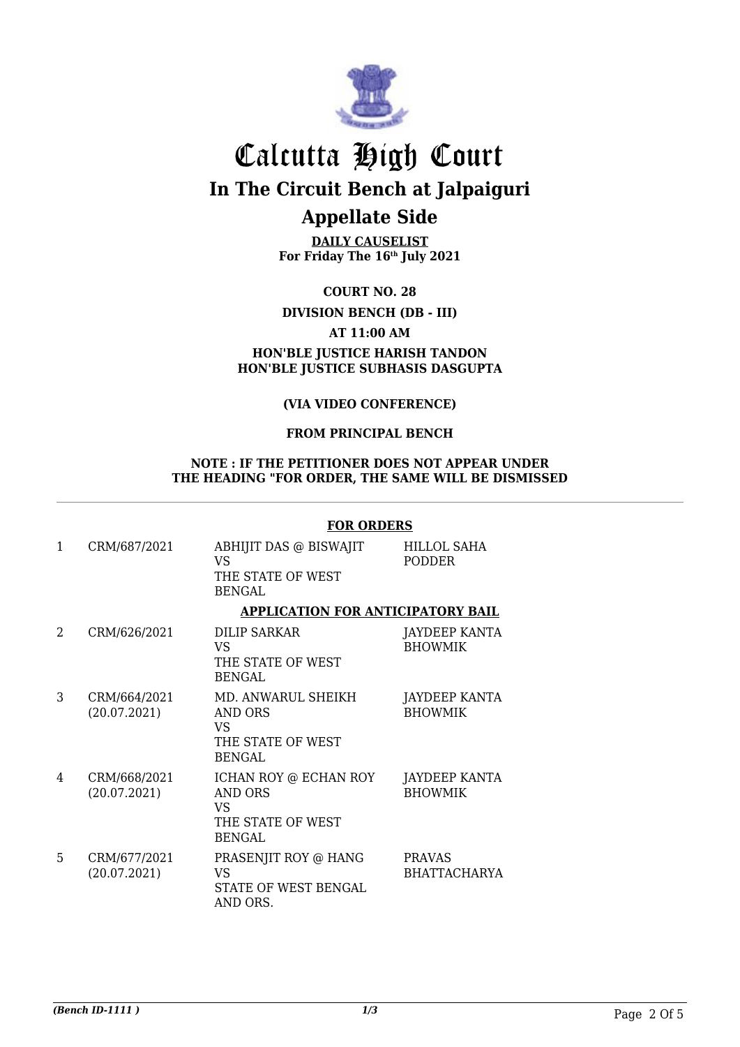# Calcutta High Court

## In The Circuit Bench at Jalpaiguri

## Appellate Side

**DAILY CAUSELIST**
**For Friday The 16th July 2021**

**COURT NO. 28**

**DIVISION BENCH (DB - III)**

**AT 11:00 AM**

**HON'BLE JUSTICE HARISH TANDON**
**HON'BLE JUSTICE SUBHASIS DASGUPTA**

**(VIA VIDEO CONFERENCE)**

**FROM PRINCIPAL BENCH**

**NOTE : IF THE PETITIONER DOES NOT APPEAR UNDER THE HEADING "FOR ORDER, THE SAME WILL BE DISMISSED**

**FOR ORDERS**

| | | | |
|---|---|---|---|
| 1 | CRM/687/2021 | ABHIJIT DAS @ BISWAJIT VS THE STATE OF WEST BENGAL | HILLOL SAHA PODDER |

**APPLICATION FOR ANTICIPATORY BAIL**

| | | | |
|---|---|---|---|
| 2 | CRM/626/2021 | DILIP SARKAR VS THE STATE OF WEST BENGAL | JAYDEEP KANTA BHOWMIK |
| 3 | CRM/664/2021 (20.07.2021) | MD. ANWARUL SHEIKH AND ORS VS THE STATE OF WEST BENGAL | JAYDEEP KANTA BHOWMIK |
| 4 | CRM/668/2021 (20.07.2021) | ICHAN ROY @ ECHAN ROY AND ORS VS THE STATE OF WEST BENGAL | JAYDEEP KANTA BHOWMIK |
| 5 | CRM/677/2021 (20.07.2021) | PRASENJIT ROY @ HANG VS STATE OF WEST BENGAL AND ORS. | PRAVAS BHATTACHARYA |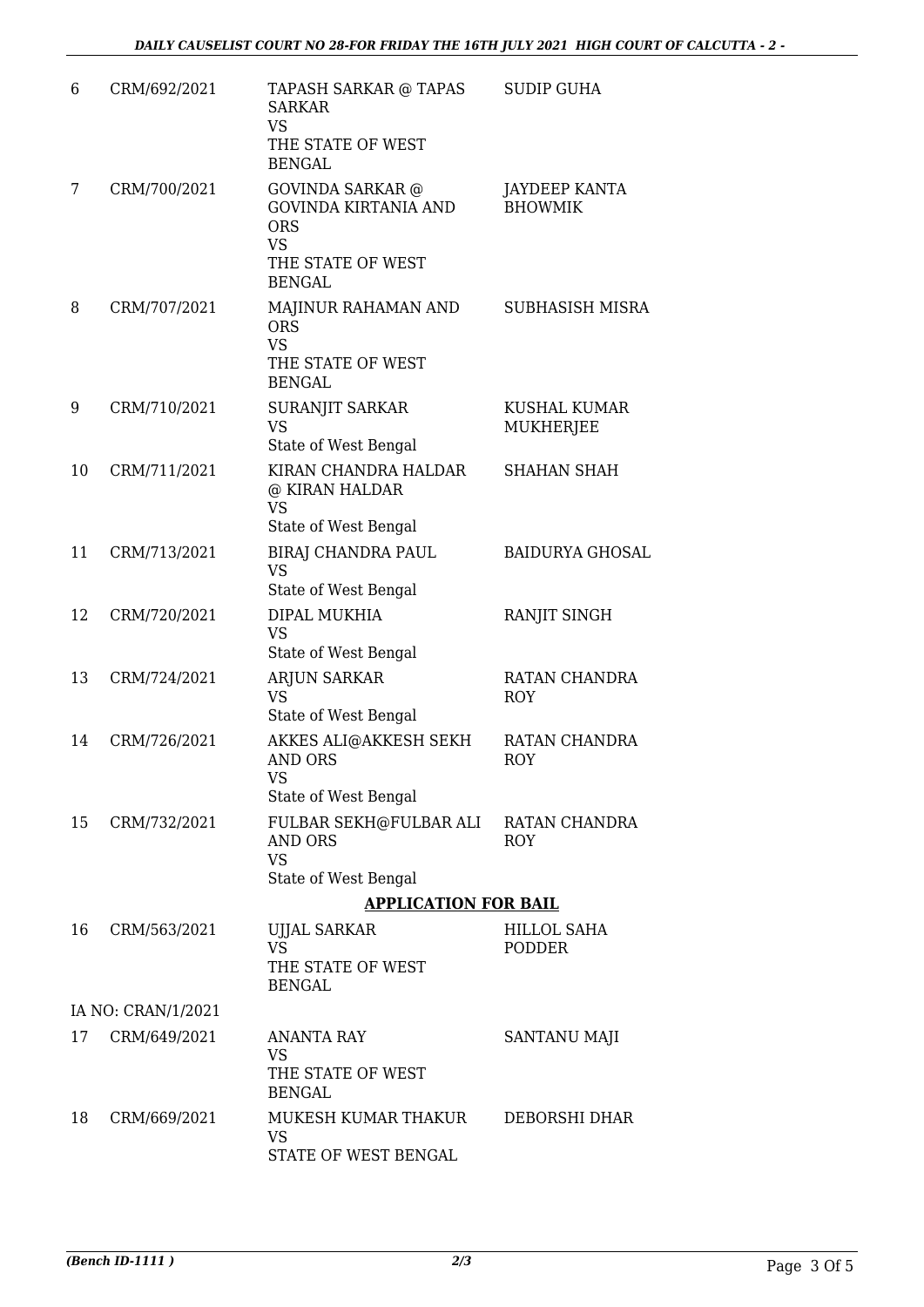| | | | |
|---|---|---|---|
| 6 | CRM/692/2021 | TAPASH SARKAR @ TAPAS SARKAR<br>VS<br>THE STATE OF WEST BENGAL | SUDIP GUHA |
| 7 | CRM/700/2021 | GOVINDA SARKAR @ GOVINDA KIRTANIA AND ORS<br>VS<br>THE STATE OF WEST BENGAL | JAYDEEP KANTA BHOWMIK |
| 8 | CRM/707/2021 | MAJINUR RAHAMAN AND ORS<br>VS<br>THE STATE OF WEST BENGAL | SUBHASISH MISRA |
| 9 | CRM/710/2021 | SURANJIT SARKAR<br>VS<br>State of West Bengal | KUSHAL KUMAR MUKHERJEE |
| 10 | CRM/711/2021 | KIRAN CHANDRA HALDAR @ KIRAN HALDAR<br>VS<br>State of West Bengal | SHAHAN SHAH |
| 11 | CRM/713/2021 | BIRAJ CHANDRA PAUL<br>VS<br>State of West Bengal | BAIDURYA GHOSAL |
| 12 | CRM/720/2021 | DIPAL MUKHIA<br>VS<br>State of West Bengal | RANJIT SINGH |
| 13 | CRM/724/2021 | ARJUN SARKAR<br>VS<br>State of West Bengal | RATAN CHANDRA ROY |
| 14 | CRM/726/2021 | AKKES ALI@AKKESH SEKH AND ORS<br>VS<br>State of West Bengal | RATAN CHANDRA ROY |
| 15 | CRM/732/2021 | FULBAR SEKH@FULBAR ALI AND ORS<br>VS<br>State of West Bengal | RATAN CHANDRA ROY |

**APPLICATION FOR BAIL**

| | | | |
|---|---|---|---|
| 16 | CRM/563/2021 | UJJAL SARKAR<br>VS<br>THE STATE OF WEST BENGAL | HILLOL SAHA PODDER |
| | IA NO: CRAN/1/2021 | | |
| 17 | CRM/649/2021 | ANANTA RAY<br>VS<br>THE STATE OF WEST BENGAL | SANTANU MAJI |
| 18 | CRM/669/2021 | MUKESH KUMAR THAKUR<br>VS<br>STATE OF WEST BENGAL | DEBORSHI DHAR |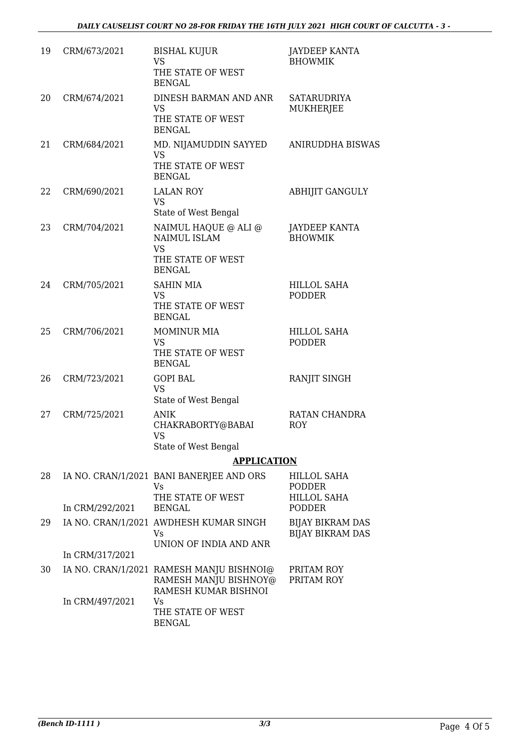| 19 | CRM/673/2021 | BISHAL KUJUR<br>VS<br>THE STATE OF WEST BENGAL | JAYDEEP KANTA BHOWMIK |
|---|---|---|---|
| 20 | CRM/674/2021 | DINESH BARMAN AND ANR<br>VS<br>THE STATE OF WEST BENGAL | SATARUDRIYA MUKHERJEE |
| 21 | CRM/684/2021 | MD. NIJAMUDDIN SAYYED<br>VS<br>THE STATE OF WEST BENGAL | ANIRUDDHA BISWAS |
| 22 | CRM/690/2021 | LALAN ROY<br>VS<br>State of West Bengal | ABHIJIT GANGULY |
| 23 | CRM/704/2021 | NAIMUL HAQUE @ ALI @ NAIMUL ISLAM<br>VS<br>THE STATE OF WEST BENGAL | JAYDEEP KANTA BHOWMIK |
| 24 | CRM/705/2021 | SAHIN MIA<br>VS<br>THE STATE OF WEST BENGAL | HILLOL SAHA PODDER |
| 25 | CRM/706/2021 | MOMINUR MIA<br>VS<br>THE STATE OF WEST BENGAL | HILLOL SAHA PODDER |
| 26 | CRM/723/2021 | GOPI BAL<br>VS<br>State of West Bengal | RANJIT SINGH |
| 27 | CRM/725/2021 | ANIK CHAKRABORTY@BABAI<br>VS<br>State of West Bengal | RATAN CHANDRA ROY |

## APPLICATION

| 28 | IA NO. CRAN/1/2021<br>In CRM/292/2021 | BANI BANERJEE AND ORS<br>Vs<br>THE STATE OF WEST BENGAL | HILLOL SAHA PODDER<br>HILLOL SAHA PODDER |
|---|---|---|---|
| 29 | IA NO. CRAN/1/2021<br>In CRM/317/2021 | AWDHESH KUMAR SINGH<br>Vs<br>UNION OF INDIA AND ANR | BIJAY BIKRAM DAS<br>BIJAY BIKRAM DAS |
| 30 | IA NO. CRAN/1/2021<br>In CRM/497/2021 | RAMESH MANJU BISHNOI@ RAMESH MANJU BISHNOY@ RAMESH KUMAR BISHNOI<br>Vs<br>THE STATE OF WEST BENGAL | PRITAM ROY<br>PRITAM ROY |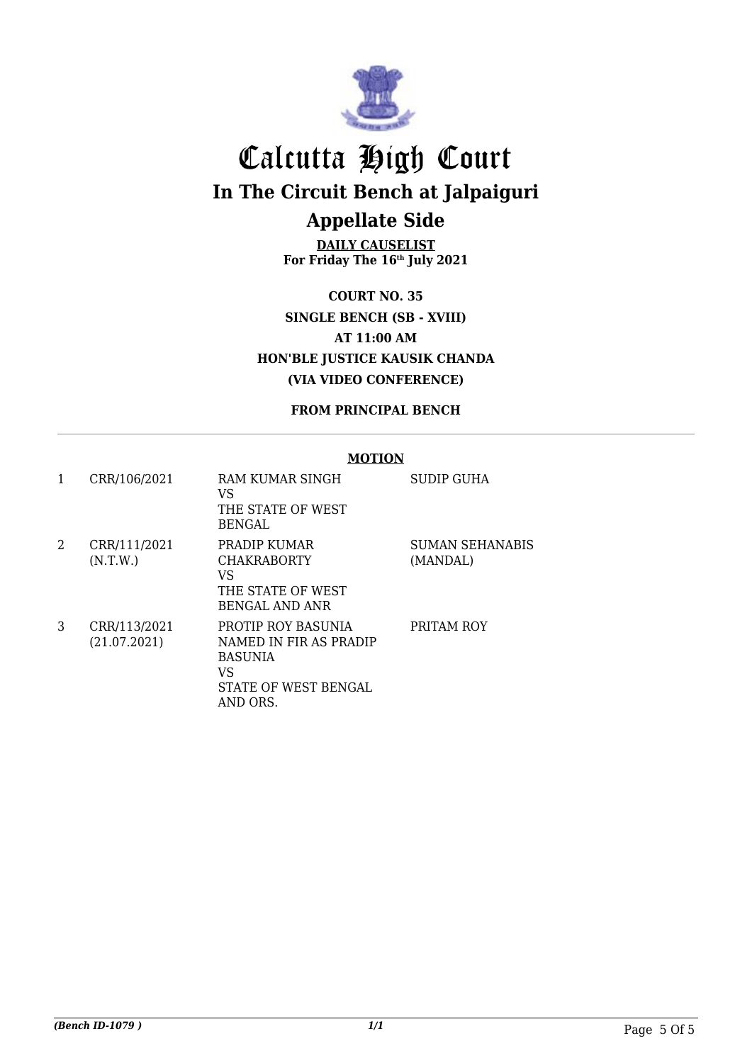# Calcutta High Court

## In The Circuit Bench at Jalpaiguri

## Appellate Side

**DAILY CAUSELIST**
**For Friday The 16th July 2021**

**COURT NO. 35**
**SINGLE BENCH (SB - XVIII)**
**AT 11:00 AM**
**HON'BLE JUSTICE KAUSIK CHANDA**
**(VIA VIDEO CONFERENCE)**

**FROM PRINCIPAL BENCH**

**MOTION**

| | | | |
|---|---|---|---|
| 1 | CRR/106/2021 | RAM KUMAR SINGH<br>VS<br>THE STATE OF WEST BENGAL | SUDIP GUHA |
| 2 | CRR/111/2021<br>(N.T.W.) | PRADIP KUMAR CHAKRABORTY<br>VS<br>THE STATE OF WEST BENGAL AND ANR | SUMAN SEHANABIS (MANDAL) |
| 3 | CRR/113/2021<br>(21.07.2021) | PROTIP ROY BASUNIA NAMED IN FIR AS PRADIP BASUNIA<br>VS<br>STATE OF WEST BENGAL AND ORS. | PRITAM ROY |

*(Bench ID-1079 )*